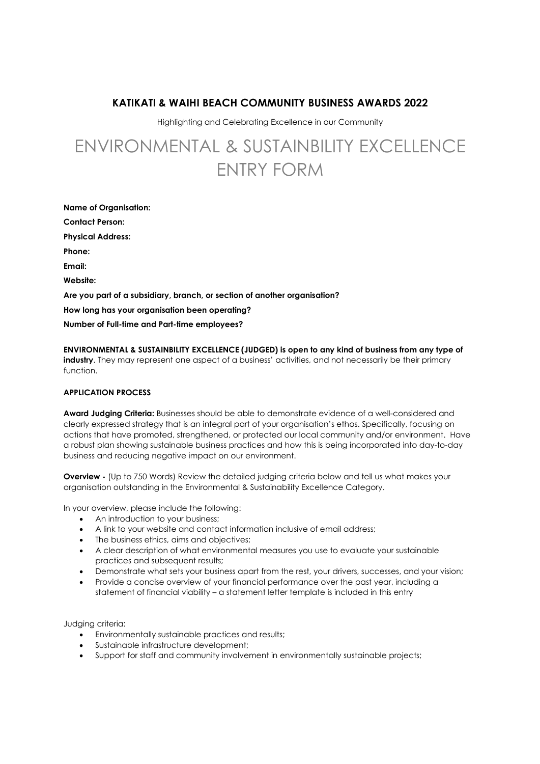## KATIKATI & WAIHI BEACH COMMUNITY BUSINESS AWARDS 2022

Highlighting and Celebrating Excellence in our Community

# ENVIRONMENTAL & SUSTAINBILITY EXCELLENCE ENTRY FORM

**Name of Organisation:**

**Contact Person:**

**Physical Address:**

**Phone:**

**Email:**

**Website:**

**Are you part of a subsidiary, branch, or section of another organisation?**

**How long has your organisation been operating?**

**Number of Full-time and Part-time employees?**

**ENVIRONMENTAL & SUSTAINBILITY EXCELLENCE (JUDGED) is open to any kind of business from any type of industry**. They may represent one aspect of a business' activities, and not necessarily be their primary function.

**APPLICATION PROCESS**

**Award Judging Criteria:** Businesses should be able to demonstrate evidence of a well-considered and clearly expressed strategy that is an integral part of your organisation's ethos. Specifically, focusing on actions that have promoted, strengthened, or protected our local community and/or environment. Have a robust plan showing sustainable business practices and how this is being incorporated into day-to-day business and reducing negative impact on our environment.

**Overview -** (Up to 750 Words) Review the detailed judging criteria below and tell us what makes your organisation outstanding in the Environmental & Sustainability Excellence Category.

In your overview, please include the following:

- An introduction to your business;
- A link to your website and contact information inclusive of email address;
- The business ethics, aims and objectives;
- A clear description of what environmental measures you use to evaluate your sustainable practices and subsequent results;
- Demonstrate what sets your business apart from the rest, your drivers, successes, and your vision;
- Provide a concise overview of your financial performance over the past year, including a statement of financial viability – a statement letter template is included in this entry

Judging criteria:

- Environmentally sustainable practices and results;
- Sustainable infrastructure development;
- Support for staff and community involvement in environmentally sustainable projects;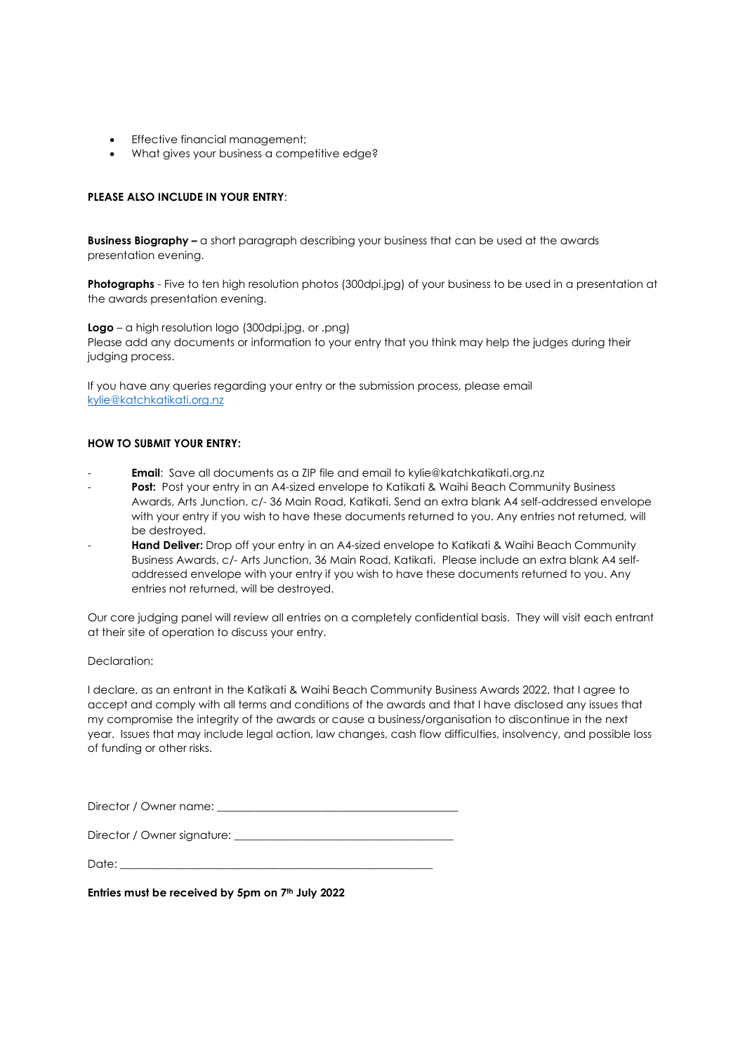- Effective financial management;
- What gives your business a competitive edge?

**PLEASE ALSO INCLUDE IN YOUR ENTRY**:

**Business Biography –** a short paragraph describing your business that can be used at the awards presentation evening.

**Photographs** - Five to ten high resolution photos (300dpi.jpg) of your business to be used in a presentation at the awards presentation evening.

**Logo** – a high resolution logo (300dpi.jpg, or .png)
Please add any documents or information to your entry that you think may help the judges during their judging process.

If you have any queries regarding your entry or the submission process, please email kylie@katchkatikati.org.nz

**HOW TO SUBMIT YOUR ENTRY:**

- **Email**: Save all documents as a ZIP file and email to kylie@katchkatikati.org.nz
- **Post:** Post your entry in an A4-sized envelope to Katikati & Waihi Beach Community Business Awards, Arts Junction, c/- 36 Main Road, Katikati. Send an extra blank A4 self-addressed envelope with your entry if you wish to have these documents returned to you. Any entries not returned, will be destroyed.
- **Hand Deliver:** Drop off your entry in an A4-sized envelope to Katikati & Waihi Beach Community Business Awards, c/- Arts Junction, 36 Main Road, Katikati. Please include an extra blank A4 self-addressed envelope with your entry if you wish to have these documents returned to you. Any entries not returned, will be destroyed.

Our core judging panel will review all entries on a completely confidential basis. They will visit each entrant at their site of operation to discuss your entry.

Declaration:

I declare, as an entrant in the Katikati & Waihi Beach Community Business Awards 2022, that I agree to accept and comply with all terms and conditions of the awards and that I have disclosed any issues that my compromise the integrity of the awards or cause a business/organisation to discontinue in the next year. Issues that may include legal action, law changes, cash flow difficulties, insolvency, and possible loss of funding or other risks.

Director / Owner name: ___________________________________________

Director / Owner signature: _______________________________________

Date: _________________________________________________________

**Entries must be received by 5pm on 7th July 2022**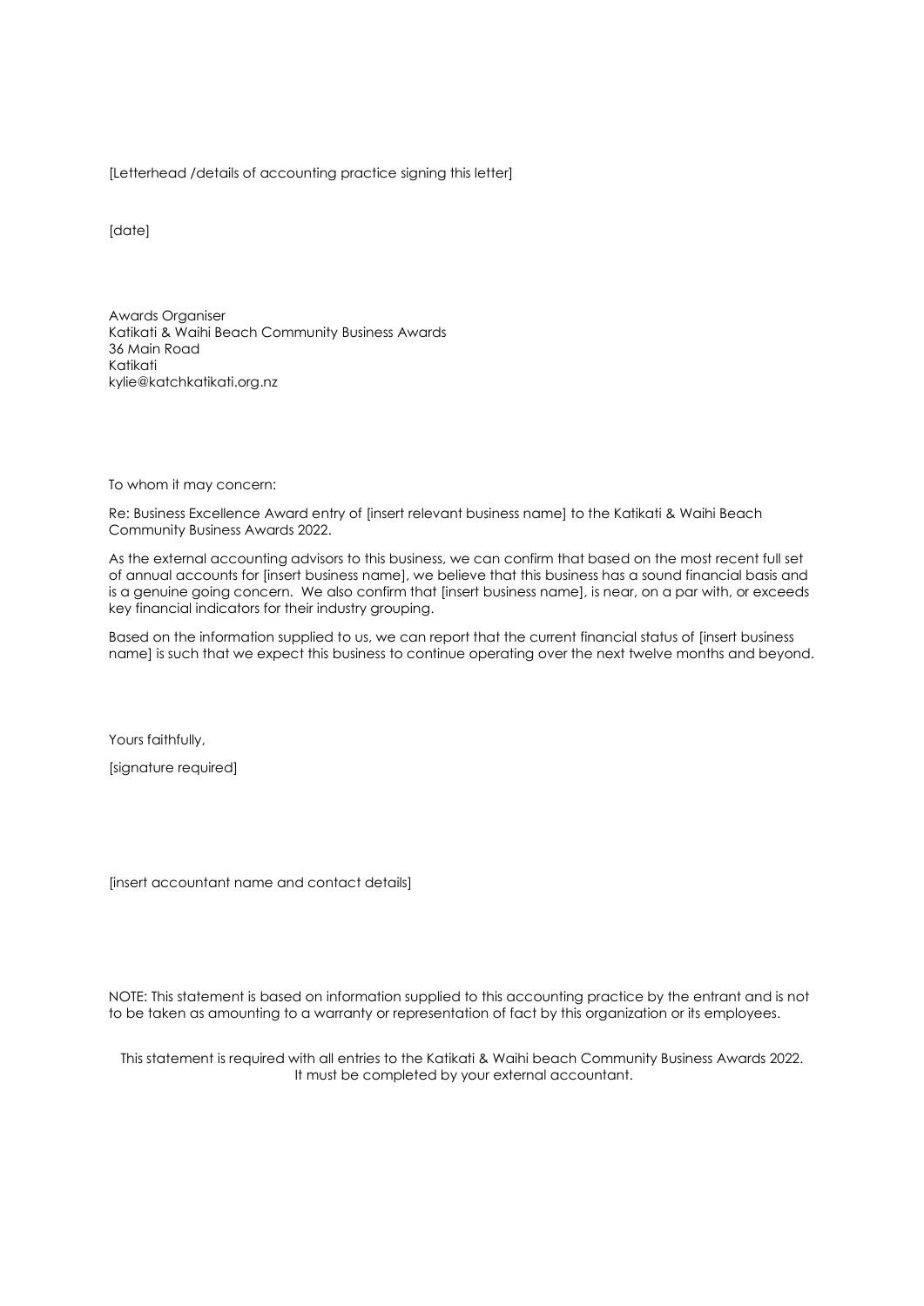[Letterhead /details of accounting practice signing this letter]

[date]

Awards Organiser  
Katikati & Waihi Beach Community Business Awards  
36 Main Road  
Katikati  
kylie@katchkatikati.org.nz

To whom it may concern:

Re: Business Excellence Award entry of [insert relevant business name] to the Katikati & Waihi Beach Community Business Awards 2022.

As the external accounting advisors to this business, we can confirm that based on the most recent full set of annual accounts for [insert business name], we believe that this business has a sound financial basis and is a genuine going concern. We also confirm that [insert business name], is near, on a par with, or exceeds key financial indicators for their industry grouping.

Based on the information supplied to us, we can report that the current financial status of [insert business name] is such that we expect this business to continue operating over the next twelve months and beyond.

Yours faithfully,

[signature required]

[insert accountant name and contact details]

NOTE: This statement is based on information supplied to this accounting practice by the entrant and is not to be taken as amounting to a warranty or representation of fact by this organization or its employees.

This statement is required with all entries to the Katikati & Waihi beach Community Business Awards 2022. It must be completed by your external accountant.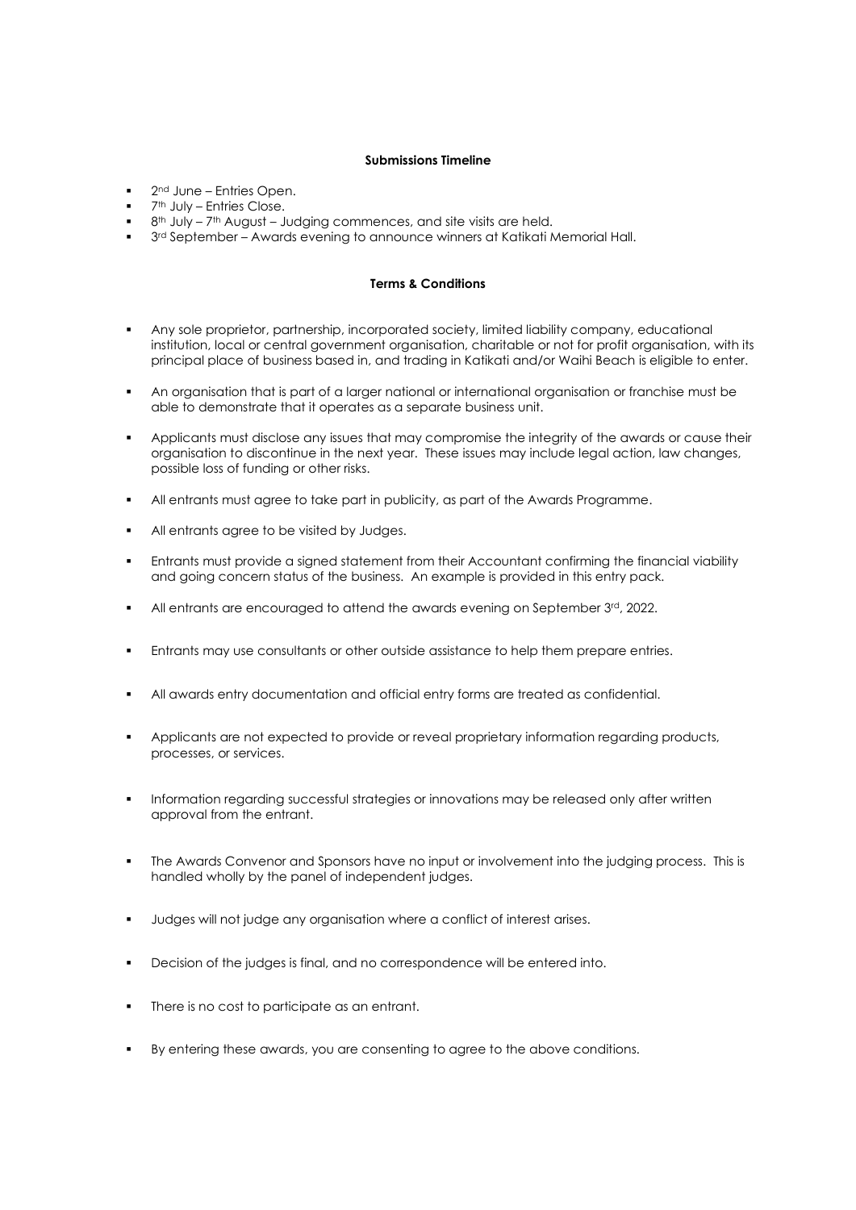**Submissions Timeline**

- 2nd June – Entries Open.
- 7th July – Entries Close.
- 8th July – 7th August – Judging commences, and site visits are held.
- 3rd September – Awards evening to announce winners at Katikati Memorial Hall.

**Terms & Conditions**

- Any sole proprietor, partnership, incorporated society, limited liability company, educational institution, local or central government organisation, charitable or not for profit organisation, with its principal place of business based in, and trading in Katikati and/or Waihi Beach is eligible to enter.
- An organisation that is part of a larger national or international organisation or franchise must be able to demonstrate that it operates as a separate business unit.
- Applicants must disclose any issues that may compromise the integrity of the awards or cause their organisation to discontinue in the next year. These issues may include legal action, law changes, possible loss of funding or other risks.
- All entrants must agree to take part in publicity, as part of the Awards Programme.
- All entrants agree to be visited by Judges.
- Entrants must provide a signed statement from their Accountant confirming the financial viability and going concern status of the business. An example is provided in this entry pack.
- All entrants are encouraged to attend the awards evening on September 3rd, 2022.
- Entrants may use consultants or other outside assistance to help them prepare entries.
- All awards entry documentation and official entry forms are treated as confidential.
- Applicants are not expected to provide or reveal proprietary information regarding products, processes, or services.
- Information regarding successful strategies or innovations may be released only after written approval from the entrant.
- The Awards Convenor and Sponsors have no input or involvement into the judging process. This is handled wholly by the panel of independent judges.
- Judges will not judge any organisation where a conflict of interest arises.
- Decision of the judges is final, and no correspondence will be entered into.
- There is no cost to participate as an entrant.
- By entering these awards, you are consenting to agree to the above conditions.